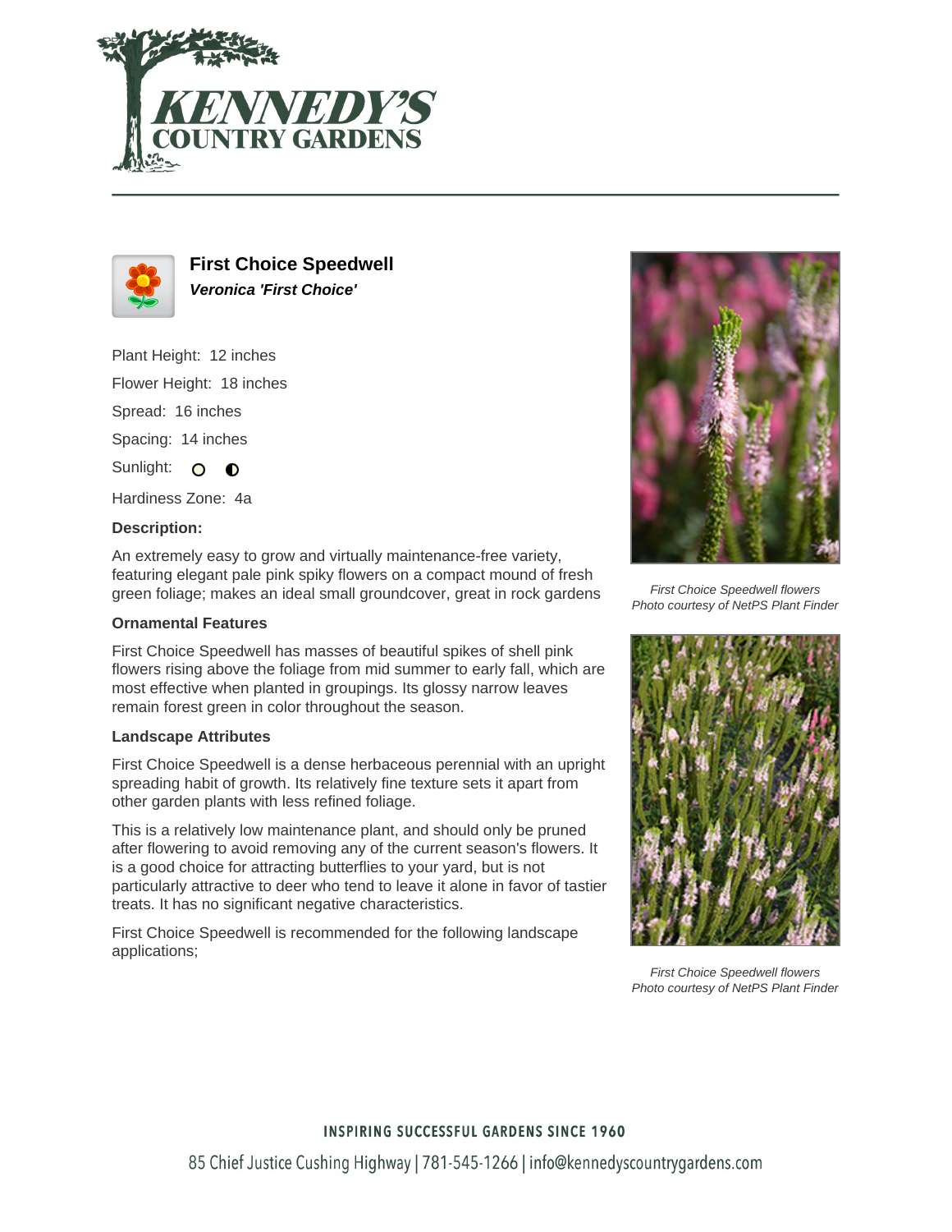# First Choice Speedwell

***Veronica 'First Choice'***

Plant Height: 12 inches

Flower Height: 18 inches

Spread: 16 inches

Spacing: 14 inches

Sunlight:

Hardiness Zone: 4a

**Description:**

An extremely easy to grow and virtually maintenance-free variety, featuring elegant pale pink spiky flowers on a compact mound of fresh green foliage; makes an ideal small groundcover, great in rock gardens

### Ornamental Features

First Choice Speedwell has masses of beautiful spikes of shell pink flowers rising above the foliage from mid summer to early fall, which are most effective when planted in groupings. Its glossy narrow leaves remain forest green in color throughout the season.

### Landscape Attributes

First Choice Speedwell is a dense herbaceous perennial with an upright spreading habit of growth. Its relatively fine texture sets it apart from other garden plants with less refined foliage.

This is a relatively low maintenance plant, and should only be pruned after flowering to avoid removing any of the current season's flowers. It is a good choice for attracting butterflies to your yard, but is not particularly attractive to deer who tend to leave it alone in favor of tastier treats. It has no significant negative characteristics.

First Choice Speedwell is recommended for the following landscape applications;

*First Choice Speedwell flowers*
*Photo courtesy of NetPS Plant Finder*

*First Choice Speedwell flowers*
*Photo courtesy of NetPS Plant Finder*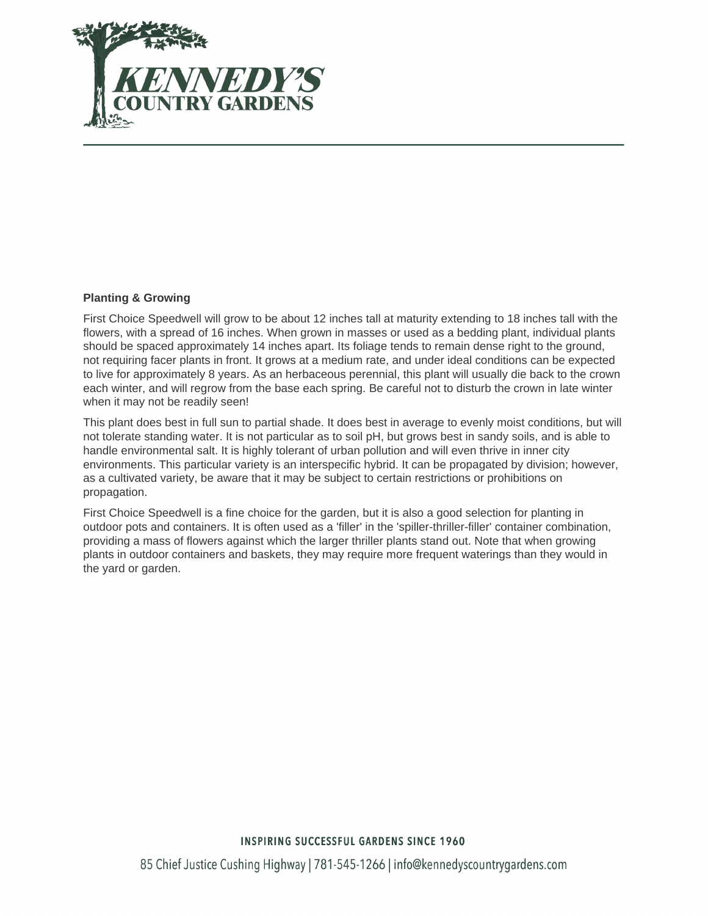**Planting & Growing**

First Choice Speedwell will grow to be about 12 inches tall at maturity extending to 18 inches tall with the flowers, with a spread of 16 inches. When grown in masses or used as a bedding plant, individual plants should be spaced approximately 14 inches apart. Its foliage tends to remain dense right to the ground, not requiring facer plants in front. It grows at a medium rate, and under ideal conditions can be expected to live for approximately 8 years. As an herbaceous perennial, this plant will usually die back to the crown each winter, and will regrow from the base each spring. Be careful not to disturb the crown in late winter when it may not be readily seen!

This plant does best in full sun to partial shade. It does best in average to evenly moist conditions, but will not tolerate standing water. It is not particular as to soil pH, but grows best in sandy soils, and is able to handle environmental salt. It is highly tolerant of urban pollution and will even thrive in inner city environments. This particular variety is an interspecific hybrid. It can be propagated by division; however, as a cultivated variety, be aware that it may be subject to certain restrictions or prohibitions on propagation.

First Choice Speedwell is a fine choice for the garden, but it is also a good selection for planting in outdoor pots and containers. It is often used as a 'filler' in the 'spiller-thriller-filler' container combination, providing a mass of flowers against which the larger thriller plants stand out. Note that when growing plants in outdoor containers and baskets, they may require more frequent waterings than they would in the yard or garden.